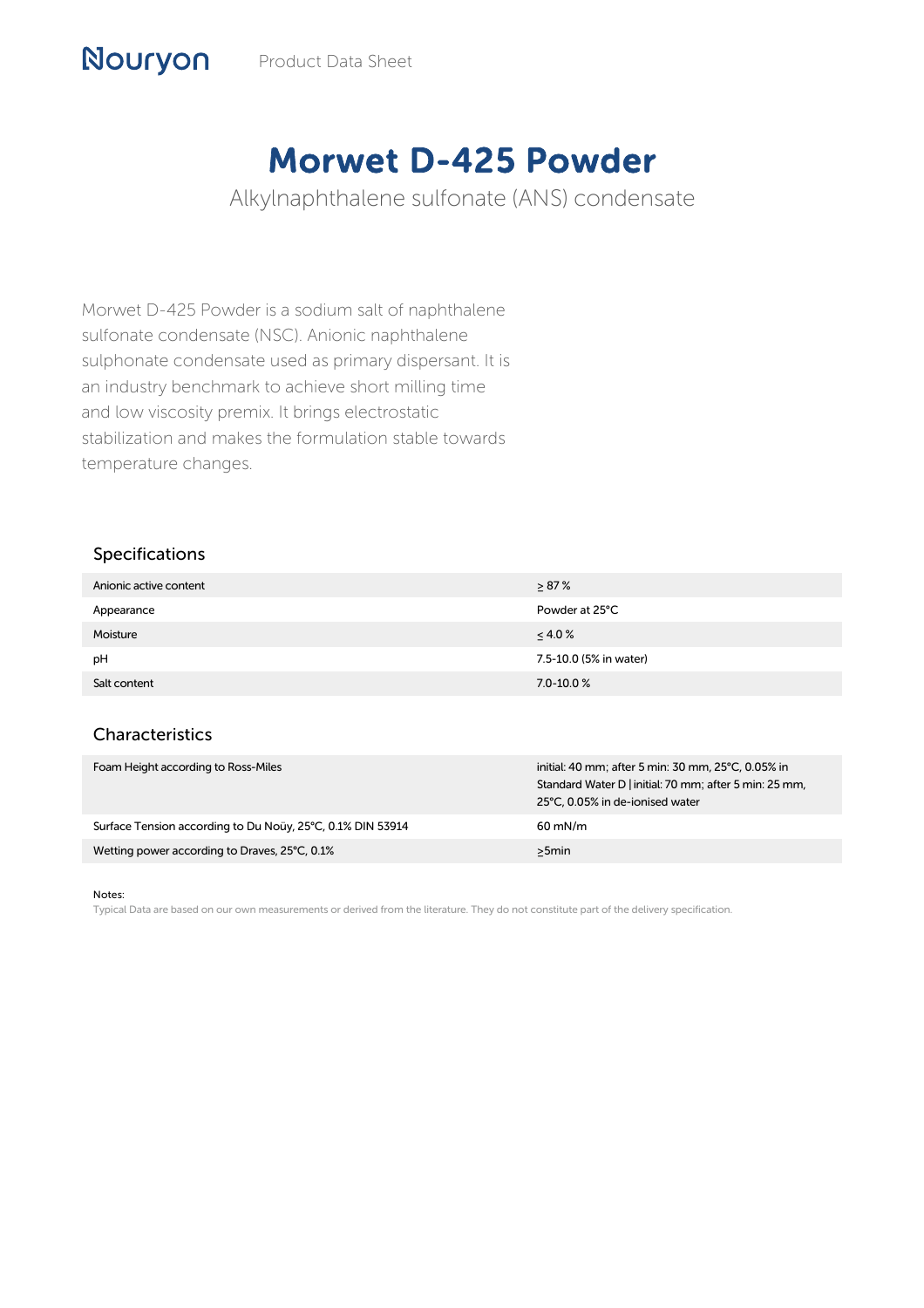Nouryon Product Data Sheet

# Morwet D-425 Powder

Alkylnaphthalene sulfonate (ANS) condensate

Morwet D-425 Powder is a sodium salt of naphthalene sulfonate condensate (NSC). Anionic naphthalene sulphonate condensate used as primary dispersant. It is an industry benchmark to achieve short milling time and low viscosity premix. It brings electrostatic stabilization and makes the formulation stable towards temperature changes.

## Specifications

| | |
|---|---|
| Anionic active content | ≥ 87 % |
| Appearance | Powder at 25°C |
| Moisture | ≤ 4.0 % |
| pH | 7.5-10.0 (5% in water) |
| Salt content | 7.0-10.0 % |

## Characteristics

| | |
|---|---|
| Foam Height according to Ross-Miles | initial: 40 mm; after 5 min: 30 mm, 25°C, 0.05% in Standard Water D \| initial: 70 mm; after 5 min: 25 mm, 25°C, 0.05% in de-ionised water |
| Surface Tension according to Du Noüy, 25°C, 0.1% DIN 53914 | 60 mN/m |
| Wetting power according to Draves, 25°C, 0.1% | ≥5min |

Notes:

Typical Data are based on our own measurements or derived from the literature. They do not constitute part of the delivery specification.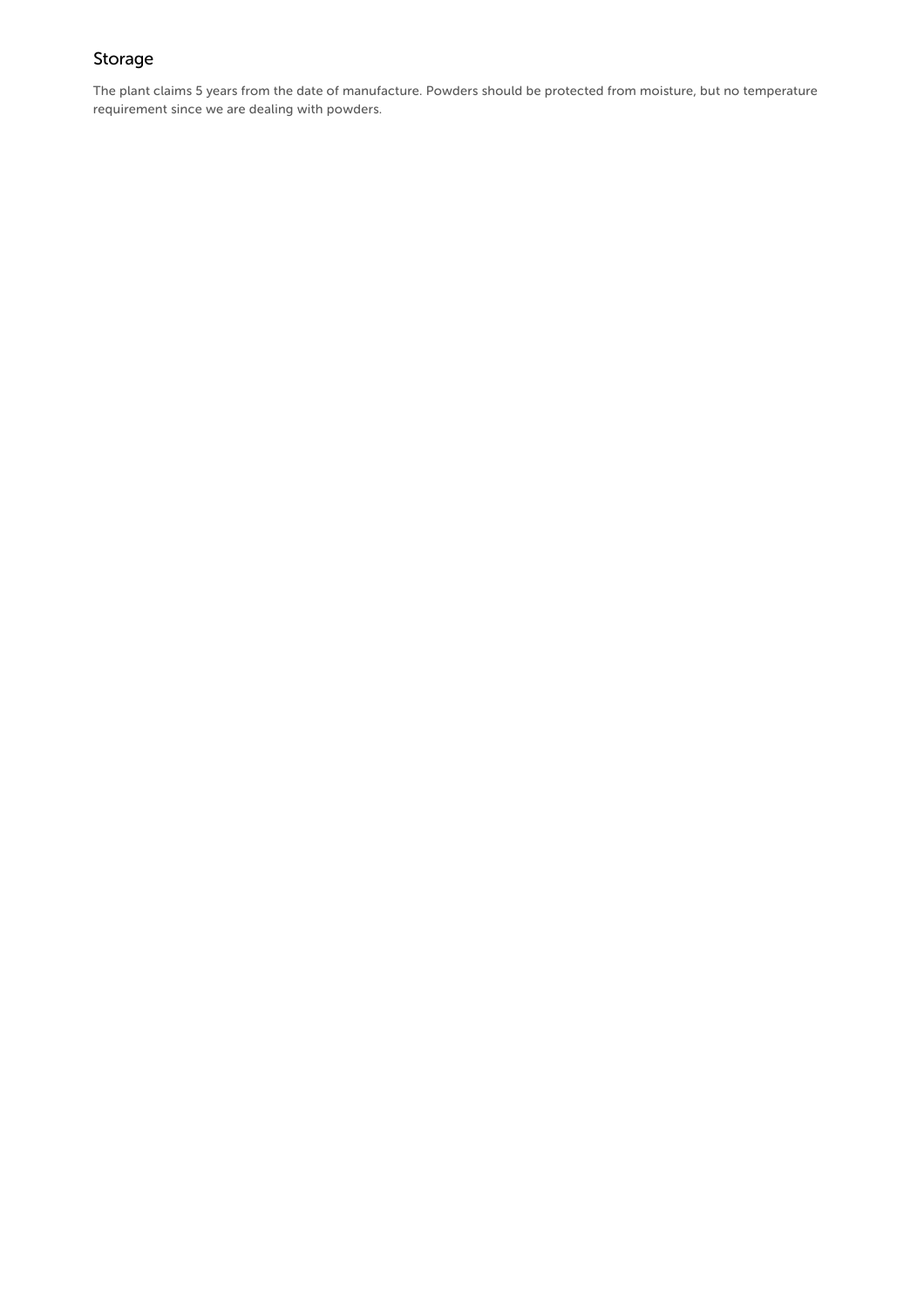## Storage

The plant claims 5 years from the date of manufacture. Powders should be protected from moisture, but no temperature requirement since we are dealing with powders.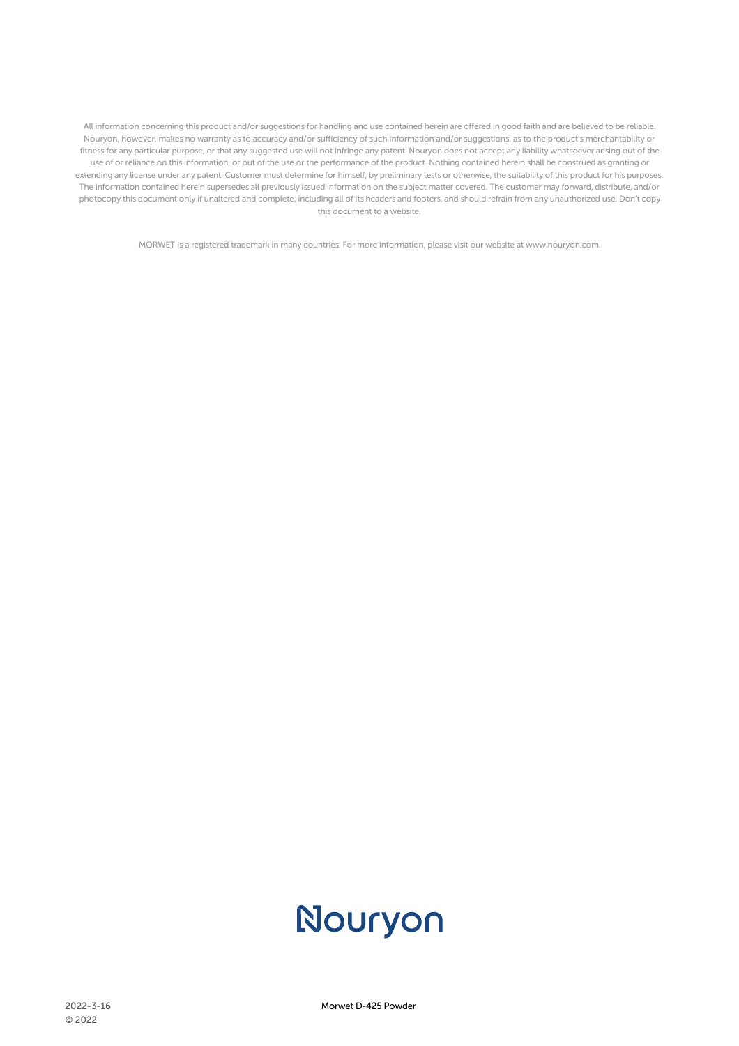All information concerning this product and/or suggestions for handling and use contained herein are offered in good faith and are believed to be reliable. Nouryon, however, makes no warranty as to accuracy and/or sufficiency of such information and/or suggestions, as to the product's merchantability or fitness for any particular purpose, or that any suggested use will not infringe any patent. Nouryon does not accept any liability whatsoever arising out of the use of or reliance on this information, or out of the use or the performance of the product. Nothing contained herein shall be construed as granting or extending any license under any patent. Customer must determine for himself, by preliminary tests or otherwise, the suitability of this product for his purposes. The information contained herein supersedes all previously issued information on the subject matter covered. The customer may forward, distribute, and/or photocopy this document only if unaltered and complete, including all of its headers and footers, and should refrain from any unauthorized use. Don't copy this document to a website.

MORWET is a registered trademark in many countries. For more information, please visit our website at www.nouryon.com.

Nouryon

2022-3-16
© 2022

Morwet D-425 Powder